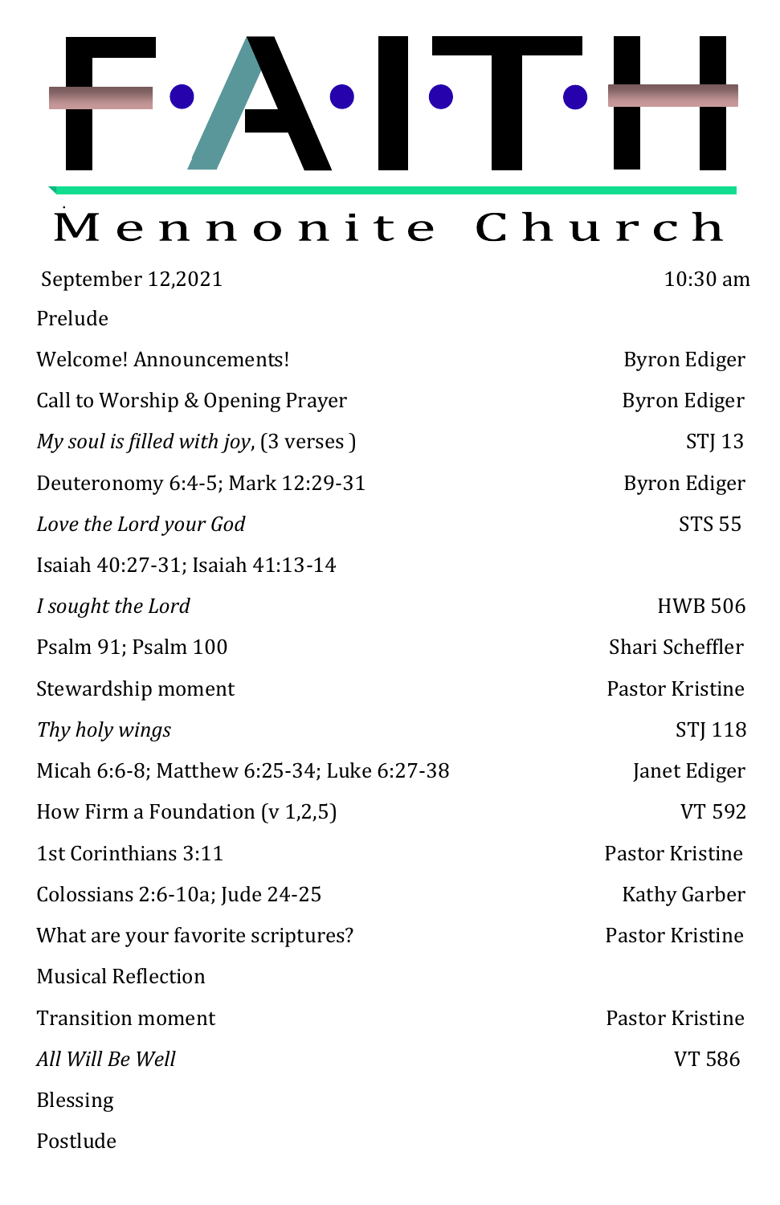# FAITH

## Mennonite Church

| September 12,2021 | 10:30 am |
|---|---|
| Prelude | |
| Welcome! Announcements! | Byron Ediger |
| Call to Worship & Opening Prayer | Byron Ediger |
| *My soul is filled with joy*, (3 verses ) | STJ 13 |
| Deuteronomy 6:4-5; Mark 12:29-31 | Byron Ediger |
| *Love the Lord your God* | STS 55 |
| Isaiah 40:27-31; Isaiah 41:13-14 | |
| *I sought the Lord* | HWB 506 |
| Psalm 91; Psalm 100 | Shari Scheffler |
| Stewardship moment | Pastor Kristine |
| *Thy holy wings* | STJ 118 |
| Micah 6:6-8; Matthew 6:25-34; Luke 6:27-38 | Janet Ediger |
| How Firm a Foundation (v 1,2,5) | VT 592 |
| 1st Corinthians 3:11 | Pastor Kristine |
| Colossians 2:6-10a; Jude 24-25 | Kathy Garber |
| What are your favorite scriptures? | Pastor Kristine |
| Musical Reflection | |
| Transition moment | Pastor Kristine |
| *All Will Be Well* | VT 586 |
| Blessing | |
| Postlude | |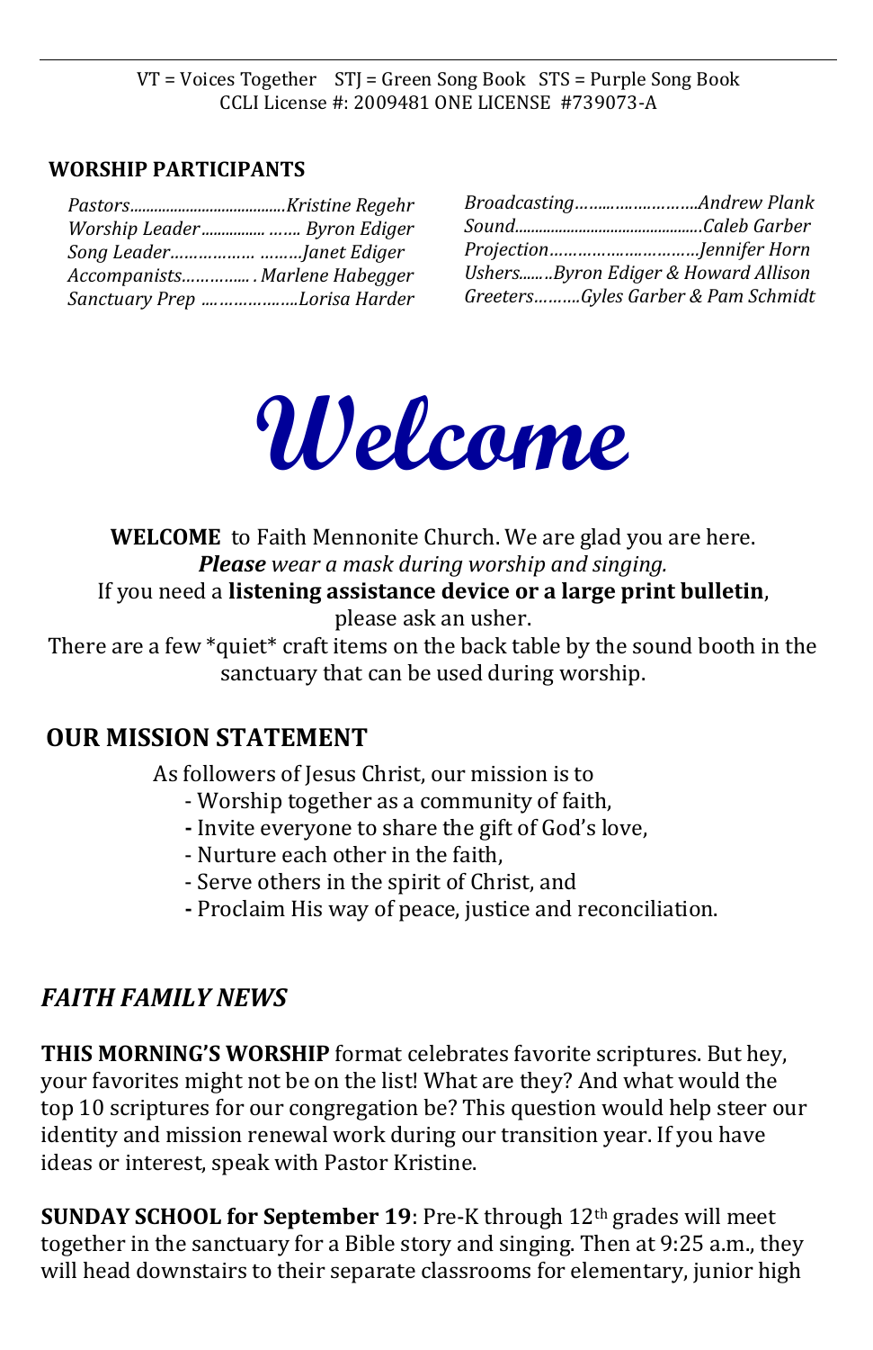VT = Voices Together STJ = Green Song Book STS = Purple Song Book
CCLI License #: 2009481 ONE LICENSE #739073-A

## WORSHIP PARTICIPANTS

*Pastors........................................Kristine Regehr*
*Worship Leader................ ……. Byron Ediger*
*Song Leader……………. ………Janet Ediger*
*Accompanists………….. . Marlene Habegger*
*Sanctuary Prep ………………..Lorisa Harder*

*Broadcasting……………………..Andrew Plank*
*Sound..................................................Caleb Garber*
*Projection……………………………Jennifer Horn*
*Ushers........Byron Ediger & Howard Allison*
*Greeters……….Gyles Garber & Pam Schmidt*

# Welcome

**WELCOME** to Faith Mennonite Church. We are glad you are here.
***Please** wear a mask during worship and singing.*
If you need a **listening assistance device or a large print bulletin**, please ask an usher.
There are a few *quiet* craft items on the back table by the sound booth in the sanctuary that can be used during worship.

## OUR MISSION STATEMENT

As followers of Jesus Christ, our mission is to
- Worship together as a community of faith,
- Invite everyone to share the gift of God's love,
- Nurture each other in the faith,
- Serve others in the spirit of Christ, and
- Proclaim His way of peace, justice and reconciliation.

## *FAITH FAMILY NEWS*

**THIS MORNING'S WORSHIP** format celebrates favorite scriptures. But hey, your favorites might not be on the list! What are they? And what would the top 10 scriptures for our congregation be? This question would help steer our identity and mission renewal work during our transition year. If you have ideas or interest, speak with Pastor Kristine.

**SUNDAY SCHOOL for September 19**: Pre-K through 12th grades will meet together in the sanctuary for a Bible story and singing. Then at 9:25 a.m., they will head downstairs to their separate classrooms for elementary, junior high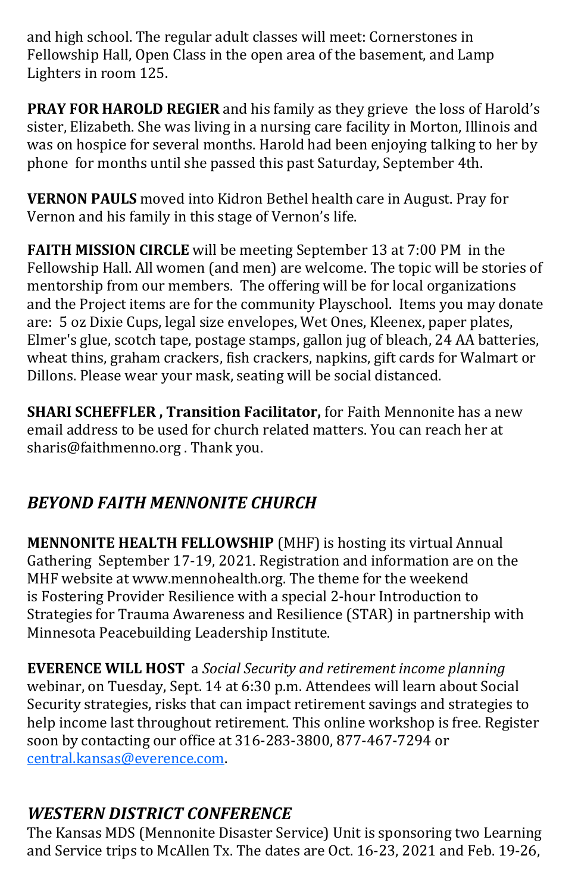and high school. The regular adult classes will meet: Cornerstones in Fellowship Hall, Open Class in the open area of the basement, and Lamp Lighters in room 125.

**PRAY FOR HAROLD REGIER** and his family as they grieve the loss of Harold's sister, Elizabeth. She was living in a nursing care facility in Morton, Illinois and was on hospice for several months. Harold had been enjoying talking to her by phone for months until she passed this past Saturday, September 4th.

**VERNON PAULS** moved into Kidron Bethel health care in August. Pray for Vernon and his family in this stage of Vernon's life.

**FAITH MISSION CIRCLE** will be meeting September 13 at 7:00 PM in the Fellowship Hall. All women (and men) are welcome. The topic will be stories of mentorship from our members. The offering will be for local organizations and the Project items are for the community Playschool. Items you may donate are: 5 oz Dixie Cups, legal size envelopes, Wet Ones, Kleenex, paper plates, Elmer's glue, scotch tape, postage stamps, gallon jug of bleach, 24 AA batteries, wheat thins, graham crackers, fish crackers, napkins, gift cards for Walmart or Dillons. Please wear your mask, seating will be social distanced.

**SHARI SCHEFFLER , Transition Facilitator,** for Faith Mennonite has a new email address to be used for church related matters. You can reach her at sharis@faithmenno.org . Thank you.

## *BEYOND FAITH MENNONITE CHURCH*

**MENNONITE HEALTH FELLOWSHIP** (MHF) is hosting its virtual Annual Gathering September 17-19, 2021. Registration and information are on the MHF website at www.mennohealth.org. The theme for the weekend is Fostering Provider Resilience with a special 2-hour Introduction to Strategies for Trauma Awareness and Resilience (STAR) in partnership with Minnesota Peacebuilding Leadership Institute.

**EVERENCE WILL HOST** a *Social Security and retirement income planning* webinar, on Tuesday, Sept. 14 at 6:30 p.m. Attendees will learn about Social Security strategies, risks that can impact retirement savings and strategies to help income last throughout retirement. This online workshop is free. Register soon by contacting our office at 316-283-3800, 877-467-7294 or central.kansas@everence.com.

## *WESTERN DISTRICT CONFERENCE*

The Kansas MDS (Mennonite Disaster Service) Unit is sponsoring two Learning and Service trips to McAllen Tx. The dates are Oct. 16-23, 2021 and Feb. 19-26,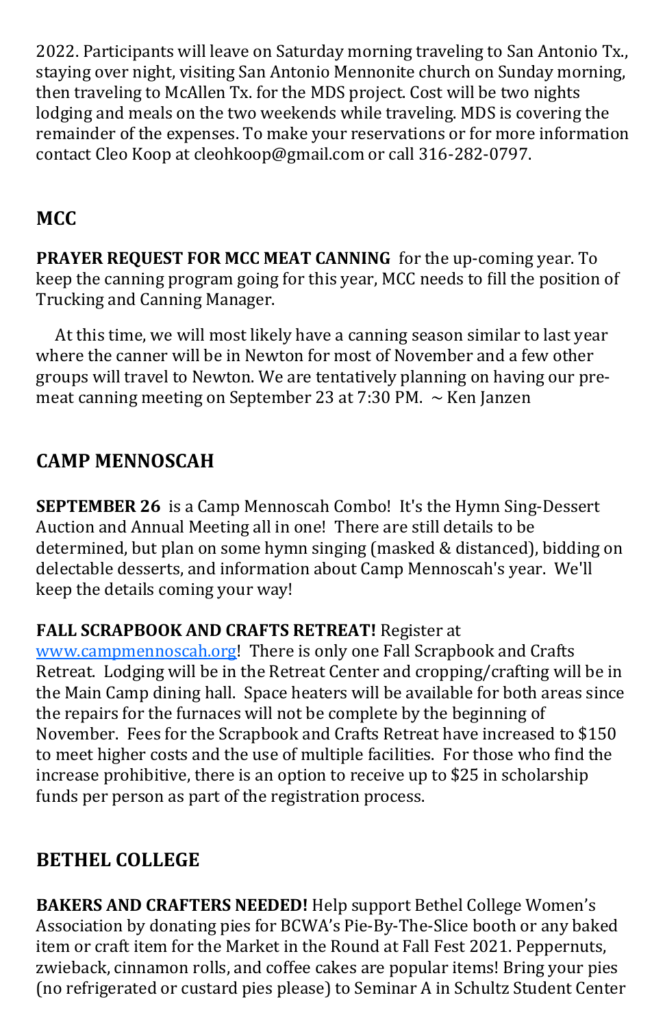2022. Participants will leave on Saturday morning traveling to San Antonio Tx., staying over night, visiting San Antonio Mennonite church on Sunday morning, then traveling to McAllen Tx. for the MDS project. Cost will be two nights lodging and meals on the two weekends while traveling. MDS is covering the remainder of the expenses. To make your reservations or for more information contact Cleo Koop at cleohkoop@gmail.com or call 316-282-0797.

## MCC

**PRAYER REQUEST FOR MCC MEAT CANNING** for the up-coming year. To keep the canning program going for this year, MCC needs to fill the position of Trucking and Canning Manager.

At this time, we will most likely have a canning season similar to last year where the canner will be in Newton for most of November and a few other groups will travel to Newton. We are tentatively planning on having our pre-meat canning meeting on September 23 at 7:30 PM. ~ Ken Janzen

## CAMP MENNOSCAH

**SEPTEMBER 26** is a Camp Mennoscah Combo! It's the Hymn Sing-Dessert Auction and Annual Meeting all in one! There are still details to be determined, but plan on some hymn singing (masked & distanced), bidding on delectable desserts, and information about Camp Mennoscah's year. We'll keep the details coming your way!

**FALL SCRAPBOOK AND CRAFTS RETREAT!** Register at www.campmennoscah.org! There is only one Fall Scrapbook and Crafts Retreat. Lodging will be in the Retreat Center and cropping/crafting will be in the Main Camp dining hall. Space heaters will be available for both areas since the repairs for the furnaces will not be complete by the beginning of November. Fees for the Scrapbook and Crafts Retreat have increased to $150 to meet higher costs and the use of multiple facilities. For those who find the increase prohibitive, there is an option to receive up to $25 in scholarship funds per person as part of the registration process.

## BETHEL COLLEGE

**BAKERS AND CRAFTERS NEEDED!** Help support Bethel College Women's Association by donating pies for BCWA's Pie-By-The-Slice booth or any baked item or craft item for the Market in the Round at Fall Fest 2021. Peppernuts, zwieback, cinnamon rolls, and coffee cakes are popular items! Bring your pies (no refrigerated or custard pies please) to Seminar A in Schultz Student Center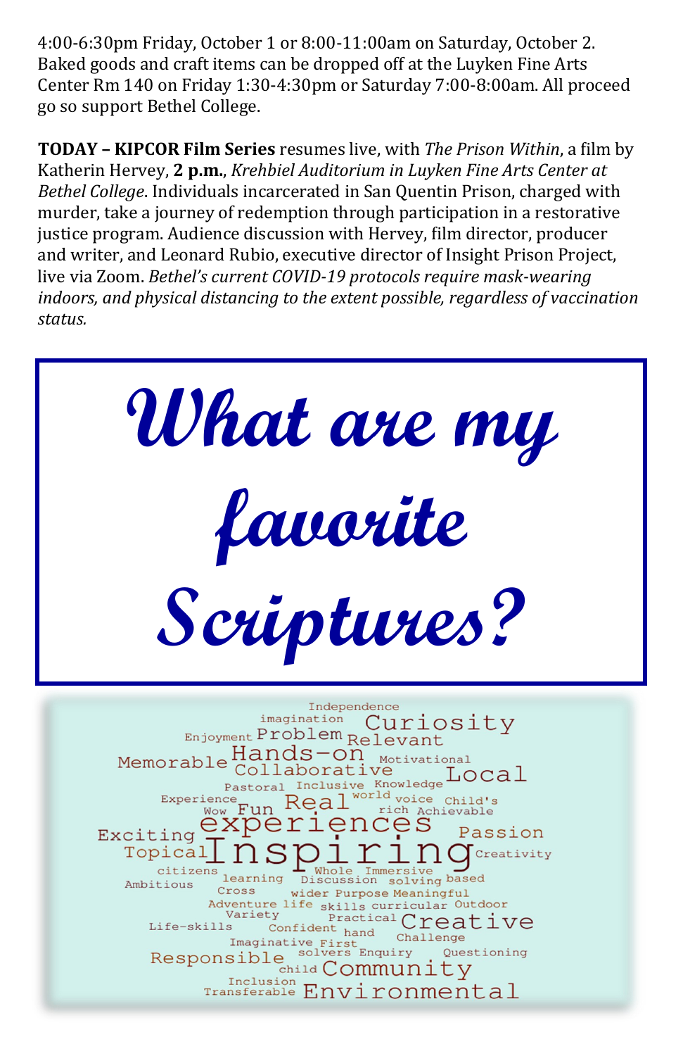4:00-6:30pm Friday, October 1 or 8:00-11:00am on Saturday, October 2. Baked goods and craft items can be dropped off at the Luyken Fine Arts Center Rm 140 on Friday 1:30-4:30pm or Saturday 7:00-8:00am. All proceed go so support Bethel College.

**TODAY – KIPCOR Film Series** resumes live, with *The Prison Within*, a film by Katherin Hervey, **2 p.m.**, *Krehbiel Auditorium in Luyken Fine Arts Center at Bethel College*. Individuals incarcerated in San Quentin Prison, charged with murder, take a journey of redemption through participation in a restorative justice program. Audience discussion with Hervey, film director, producer and writer, and Leonard Rubio, executive director of Insight Prison Project, live via Zoom. *Bethel's current COVID-19 protocols require mask-wearing indoors, and physical distancing to the extent possible, regardless of vaccination status.*

# What are my favorite Scriptures?

Independence imagination Curiosity Enjoyment Problem Relevant Memorable Hands-on Collaborative Motivational Local Pastoral Inclusive Knowledge Experience Real world voice Child's Wow Fun rich Achievable experiences Exciting Passion Topical Inspiring Creativity citizens Whole Immersive Ambitious learning Discussion solving based Cross wider Purpose Meaningful Adventure life skills curricular Outdoor Variety Practical Life-skills Confident hand Creative Imaginative First Challenge Responsible solvers Enquiry Questioning child Community Inclusion Transferable Environmental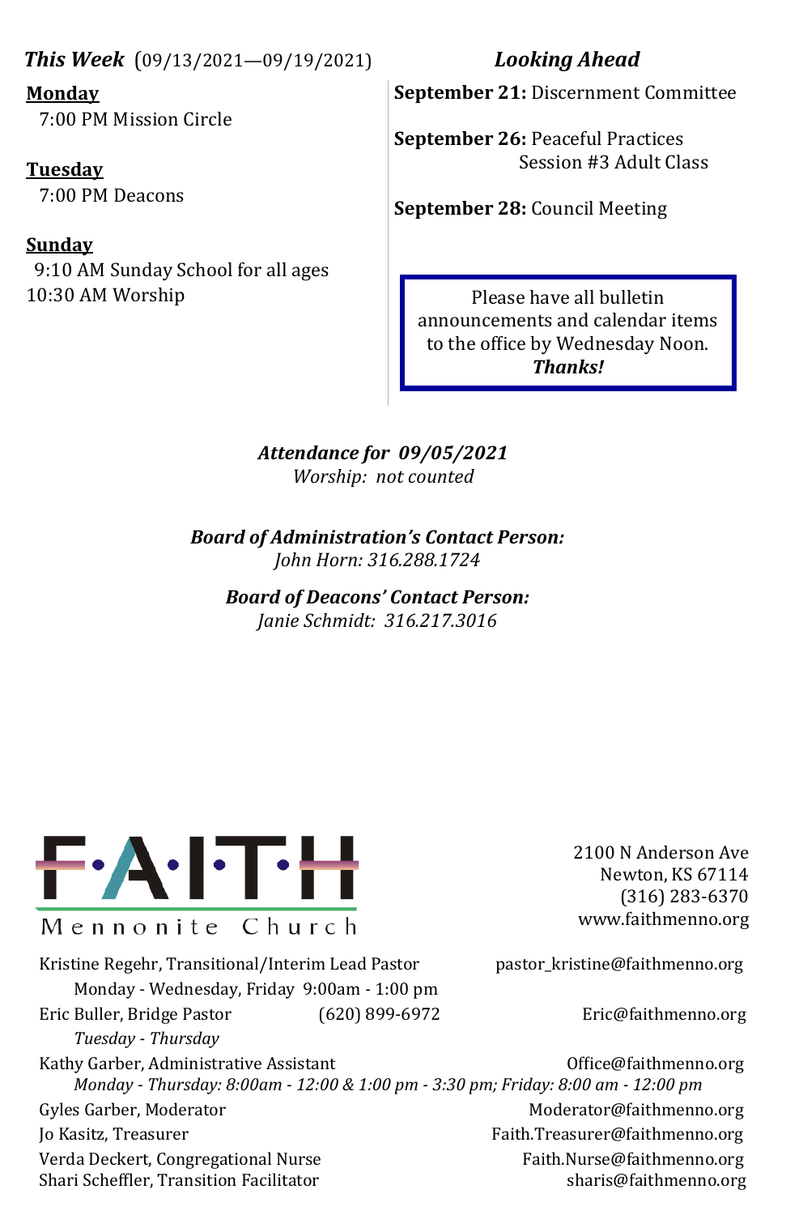***This Week*** (09/13/2021—09/19/2021)

**Monday**
7:00 PM Mission Circle

**Tuesday**
7:00 PM Deacons

**Sunday**
9:10 AM Sunday School for all ages
10:30 AM Worship

***Looking Ahead***

**September 21:** Discernment Committee

**September 26:** Peaceful Practices Session #3 Adult Class

**September 28:** Council Meeting

Please have all bulletin announcements and calendar items to the office by Wednesday Noon. ***Thanks!***

***Attendance for 09/05/2021***
*Worship: not counted*

***Board of Administration's Contact Person:***
*John Horn: 316.288.1724*

***Board of Deacons' Contact Person:***
*Janie Schmidt: 316.217.3016*

FAITH Mennonite Church

2100 N Anderson Ave
Newton, KS 67114
(316) 283-6370
www.faithmenno.org

Kristine Regehr, Transitional/Interim Lead Pastor — pastor_kristine@faithmenno.org
Monday - Wednesday, Friday 9:00am - 1:00 pm

Eric Buller, Bridge Pastor (620) 899-6972 — Eric@faithmenno.org
*Tuesday - Thursday*

Kathy Garber, Administrative Assistant — Office@faithmenno.org
*Monday - Thursday: 8:00am - 12:00 & 1:00 pm - 3:30 pm; Friday: 8:00 am - 12:00 pm*

Gyles Garber, Moderator — Moderator@faithmenno.org

Jo Kasitz, Treasurer — Faith.Treasurer@faithmenno.org

Verda Deckert, Congregational Nurse — Faith.Nurse@faithmenno.org

Shari Scheffler, Transition Facilitator — sharis@faithmenno.org